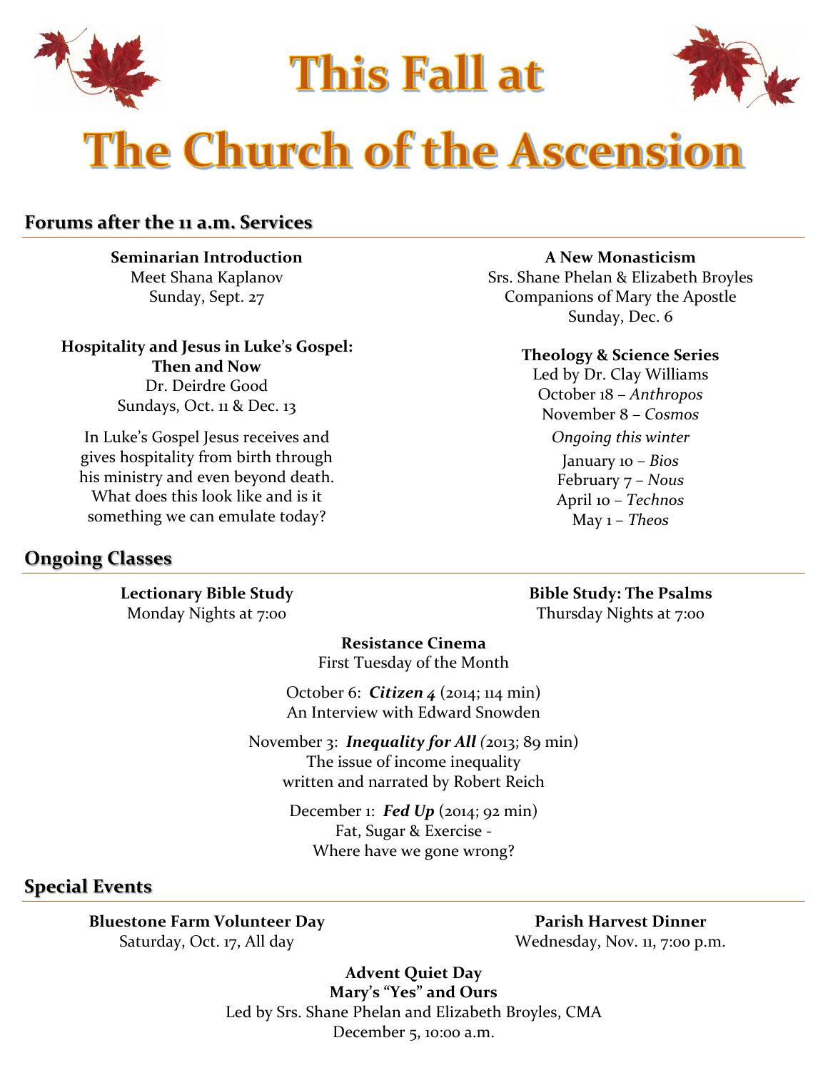# This Fall at

# The Church of the Ascension

## Forums after the 11 a.m. Services

**Seminarian Introduction**
Meet Shana Kaplanov
Sunday, Sept. 27

**Hospitality and Jesus in Luke's Gospel: Then and Now**
Dr. Deirdre Good
Sundays, Oct. 11 & Dec. 13

In Luke's Gospel Jesus receives and gives hospitality from birth through his ministry and even beyond death. What does this look like and is it something we can emulate today?

**A New Monasticism**
Srs. Shane Phelan & Elizabeth Broyles
Companions of Mary the Apostle
Sunday, Dec. 6

**Theology & Science Series**
Led by Dr. Clay Williams
October 18 – *Anthropos*
November 8 – *Cosmos*
*Ongoing this winter*
January 10 – *Bios*
February 7 – *Nous*
April 10 – *Technos*
May 1 – *Theos*

## Ongoing Classes

**Lectionary Bible Study**
Monday Nights at 7:00

**Bible Study: The Psalms**
Thursday Nights at 7:00

**Resistance Cinema**
First Tuesday of the Month

October 6: ***Citizen 4*** (2014; 114 min)
An Interview with Edward Snowden

November 3: ***Inequality for All*** (2013; 89 min)
The issue of income inequality
written and narrated by Robert Reich

December 1: ***Fed Up*** (2014; 92 min)
Fat, Sugar & Exercise -
Where have we gone wrong?

## Special Events

**Bluestone Farm Volunteer Day**
Saturday, Oct. 17, All day

**Parish Harvest Dinner**
Wednesday, Nov. 11, 7:00 p.m.

**Advent Quiet Day**
**Mary's "Yes" and Ours**
Led by Srs. Shane Phelan and Elizabeth Broyles, CMA
December 5, 10:00 a.m.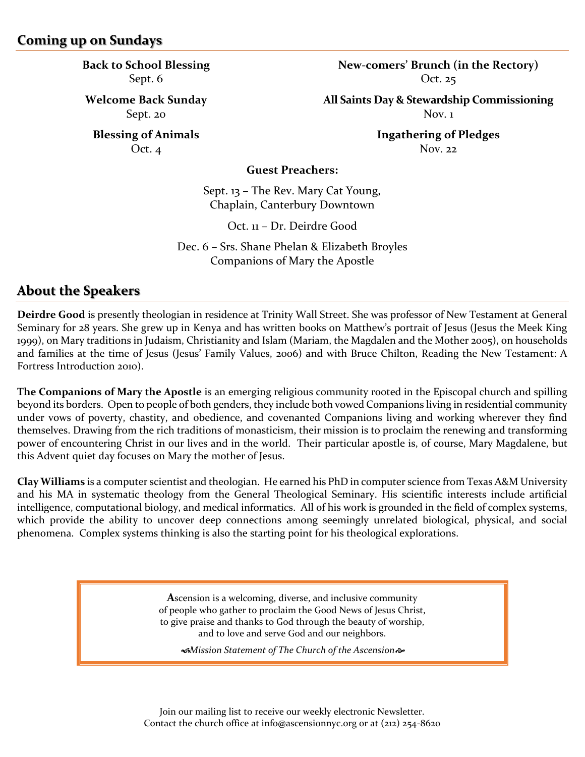## Coming up on Sundays

**Back to School Blessing**
Sept. 6

**Welcome Back Sunday**
Sept. 20

**Blessing of Animals**
Oct. 4

**New-comers' Brunch (in the Rectory)**
Oct. 25

**All Saints Day & Stewardship Commissioning**
Nov. 1

**Ingathering of Pledges**
Nov. 22

**Guest Preachers:**

Sept. 13 – The Rev. Mary Cat Young,
Chaplain, Canterbury Downtown

Oct. 11 – Dr. Deirdre Good

Dec. 6 – Srs. Shane Phelan & Elizabeth Broyles
Companions of Mary the Apostle

## About the Speakers

**Deirdre Good** is presently theologian in residence at Trinity Wall Street. She was professor of New Testament at General Seminary for 28 years. She grew up in Kenya and has written books on Matthew's portrait of Jesus (Jesus the Meek King 1999), on Mary traditions in Judaism, Christianity and Islam (Mariam, the Magdalen and the Mother 2005), on households and families at the time of Jesus (Jesus' Family Values, 2006) and with Bruce Chilton, Reading the New Testament: A Fortress Introduction 2010).

**The Companions of Mary the Apostle** is an emerging religious community rooted in the Episcopal church and spilling beyond its borders. Open to people of both genders, they include both vowed Companions living in residential community under vows of poverty, chastity, and obedience, and covenanted Companions living and working wherever they find themselves. Drawing from the rich traditions of monasticism, their mission is to proclaim the renewing and transforming power of encountering Christ in our lives and in the world. Their particular apostle is, of course, Mary Magdalene, but this Advent quiet day focuses on Mary the mother of Jesus.

**Clay Williams** is a computer scientist and theologian. He earned his PhD in computer science from Texas A&M University and his MA in systematic theology from the General Theological Seminary. His scientific interests include artificial intelligence, computational biology, and medical informatics. All of his work is grounded in the field of complex systems, which provide the ability to uncover deep connections among seemingly unrelated biological, physical, and social phenomena. Complex systems thinking is also the starting point for his theological explorations.

Ascension is a welcoming, diverse, and inclusive community
of people who gather to proclaim the Good News of Jesus Christ,
to give praise and thanks to God through the beauty of worship,
and to love and serve God and our neighbors.

*Mission Statement of The Church of the Ascension*

Join our mailing list to receive our weekly electronic Newsletter.
Contact the church office at info@ascensionnyc.org or at (212) 254-8620